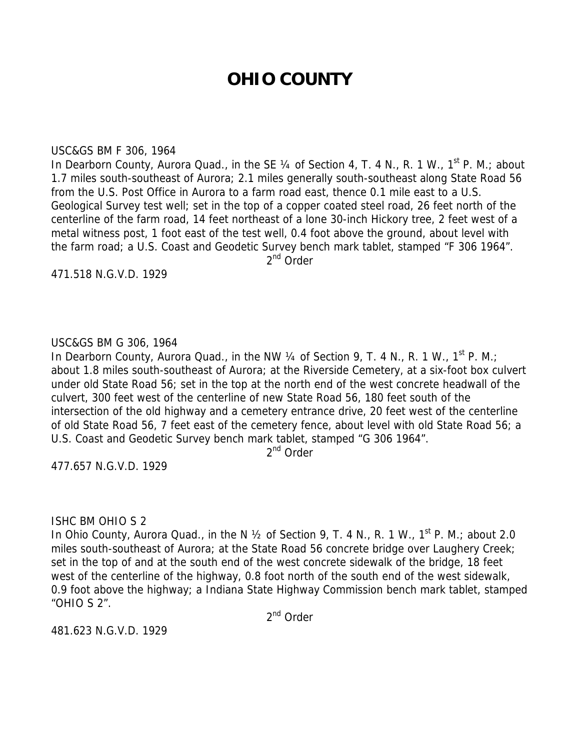# OHIO COUNTY

USC&GS BM F 306, 1964
In Dearborn County, Aurora Quad., in the SE ¼ of Section 4, T. 4 N., R. 1 W., 1st P. M.; about 1.7 miles south-southeast of Aurora; 2.1 miles generally south-southeast along State Road 56 from the U.S. Post Office in Aurora to a farm road east, thence 0.1 mile east to a U.S. Geological Survey test well; set in the top of a copper coated steel road, 26 feet north of the centerline of the farm road, 14 feet northeast of a lone 30-inch Hickory tree, 2 feet west of a metal witness post, 1 foot east of the test well, 0.4 foot above the ground, about level with the farm road; a U.S. Coast and Geodetic Survey bench mark tablet, stamped "F 306 1964".

2nd Order

471.518 N.G.V.D. 1929

USC&GS BM G 306, 1964
In Dearborn County, Aurora Quad., in the NW ¼ of Section 9, T. 4 N., R. 1 W., 1st P. M.; about 1.8 miles south-southeast of Aurora; at the Riverside Cemetery, at a six-foot box culvert under old State Road 56; set in the top at the north end of the west concrete headwall of the culvert, 300 feet west of the centerline of new State Road 56, 180 feet south of the intersection of the old highway and a cemetery entrance drive, 20 feet west of the centerline of old State Road 56, 7 feet east of the cemetery fence, about level with old State Road 56; a U.S. Coast and Geodetic Survey bench mark tablet, stamped "G 306 1964".

2nd Order

477.657 N.G.V.D. 1929

ISHC BM OHIO S 2
In Ohio County, Aurora Quad., in the N ½ of Section 9, T. 4 N., R. 1 W., 1st P. M.; about 2.0 miles south-southeast of Aurora; at the State Road 56 concrete bridge over Laughery Creek; set in the top of and at the south end of the west concrete sidewalk of the bridge, 18 feet west of the centerline of the highway, 0.8 foot north of the south end of the west sidewalk, 0.9 foot above the highway; a Indiana State Highway Commission bench mark tablet, stamped "OHIO S 2".

2nd Order

481.623 N.G.V.D. 1929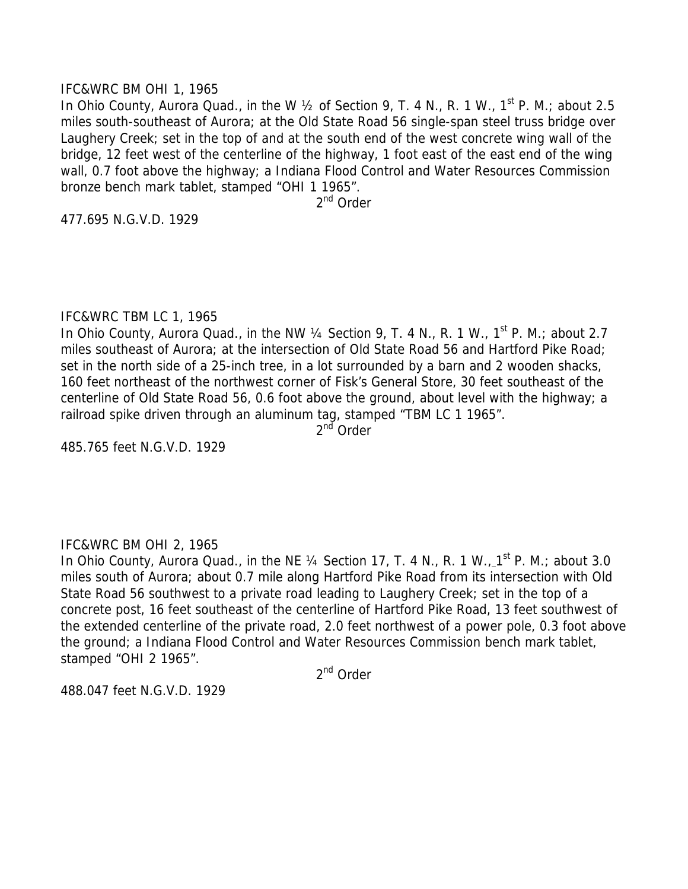IFC&WRC BM OHI 1, 1965

In Ohio County, Aurora Quad., in the W ½ of Section 9, T. 4 N., R. 1 W., 1st P. M.; about 2.5 miles south-southeast of Aurora; at the Old State Road 56 single-span steel truss bridge over Laughery Creek; set in the top of and at the south end of the west concrete wing wall of the bridge, 12 feet west of the centerline of the highway, 1 foot east of the east end of the wing wall, 0.7 foot above the highway; a Indiana Flood Control and Water Resources Commission bronze bench mark tablet, stamped "OHI 1 1965".

2nd Order

477.695 N.G.V.D. 1929

IFC&WRC TBM LC 1, 1965

In Ohio County, Aurora Quad., in the NW ¼ Section 9, T. 4 N., R. 1 W., 1st P. M.; about 2.7 miles southeast of Aurora; at the intersection of Old State Road 56 and Hartford Pike Road; set in the north side of a 25-inch tree, in a lot surrounded by a barn and 2 wooden shacks, 160 feet northeast of the northwest corner of Fisk's General Store, 30 feet southeast of the centerline of Old State Road 56, 0.6 foot above the ground, about level with the highway; a railroad spike driven through an aluminum tag, stamped "TBM LC 1 1965".

2nd Order

485.765 feet N.G.V.D. 1929

IFC&WRC BM OHI 2, 1965

In Ohio County, Aurora Quad., in the NE ¼ Section 17, T. 4 N., R. 1 W., 1st P. M.; about 3.0 miles south of Aurora; about 0.7 mile along Hartford Pike Road from its intersection with Old State Road 56 southwest to a private road leading to Laughery Creek; set in the top of a concrete post, 16 feet southeast of the centerline of Hartford Pike Road, 13 feet southwest of the extended centerline of the private road, 2.0 feet northwest of a power pole, 0.3 foot above the ground; a Indiana Flood Control and Water Resources Commission bench mark tablet, stamped "OHI 2 1965".

2nd Order

488.047 feet N.G.V.D. 1929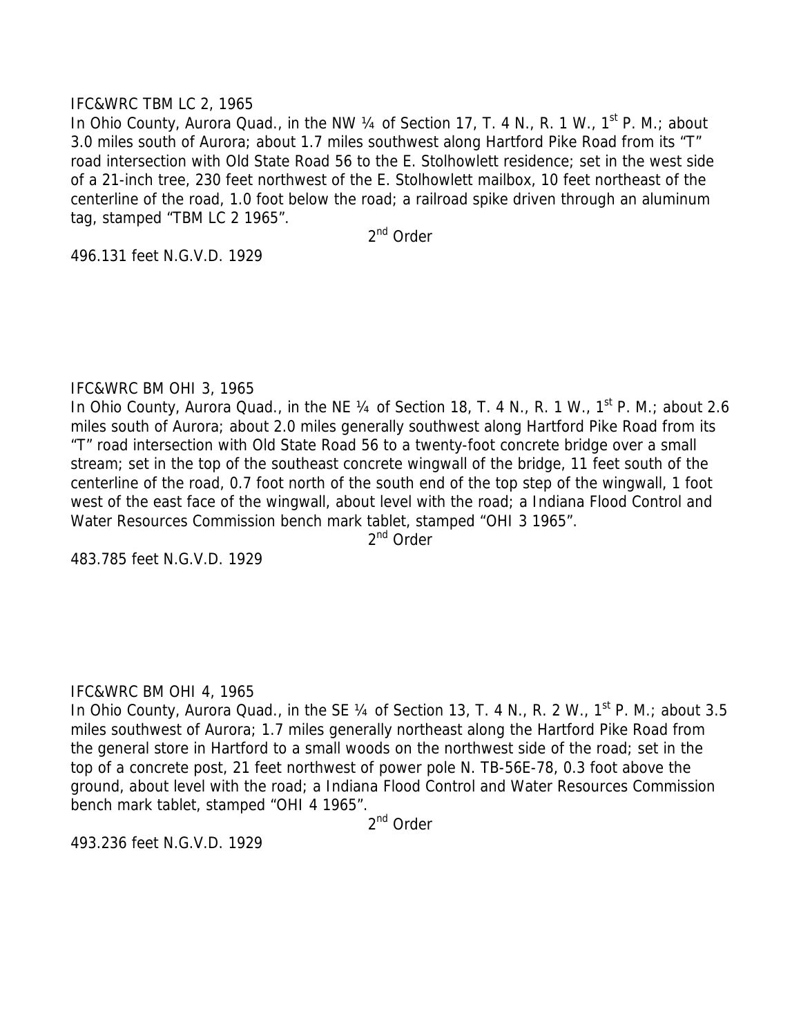IFC&WRC TBM LC 2, 1965

In Ohio County, Aurora Quad., in the NW ¼ of Section 17, T. 4 N., R. 1 W., 1st P. M.; about 3.0 miles south of Aurora; about 1.7 miles southwest along Hartford Pike Road from its "T" road intersection with Old State Road 56 to the E. Stolhowlett residence; set in the west side of a 21-inch tree, 230 feet northwest of the E. Stolhowlett mailbox, 10 feet northeast of the centerline of the road, 1.0 foot below the road; a railroad spike driven through an aluminum tag, stamped "TBM LC 2 1965".

2nd Order

496.131 feet N.G.V.D. 1929

IFC&WRC BM OHI 3, 1965

In Ohio County, Aurora Quad., in the NE ¼ of Section 18, T. 4 N., R. 1 W., 1st P. M.; about 2.6 miles south of Aurora; about 2.0 miles generally southwest along Hartford Pike Road from its "T" road intersection with Old State Road 56 to a twenty-foot concrete bridge over a small stream; set in the top of the southeast concrete wingwall of the bridge, 11 feet south of the centerline of the road, 0.7 foot north of the south end of the top step of the wingwall, 1 foot west of the east face of the wingwall, about level with the road; a Indiana Flood Control and Water Resources Commission bench mark tablet, stamped "OHI 3 1965".

2nd Order

483.785 feet N.G.V.D. 1929

IFC&WRC BM OHI 4, 1965

In Ohio County, Aurora Quad., in the SE ¼ of Section 13, T. 4 N., R. 2 W., 1st P. M.; about 3.5 miles southwest of Aurora; 1.7 miles generally northeast along the Hartford Pike Road from the general store in Hartford to a small woods on the northwest side of the road; set in the top of a concrete post, 21 feet northwest of power pole N. TB-56E-78, 0.3 foot above the ground, about level with the road; a Indiana Flood Control and Water Resources Commission bench mark tablet, stamped "OHI 4 1965".

2nd Order

493.236 feet N.G.V.D. 1929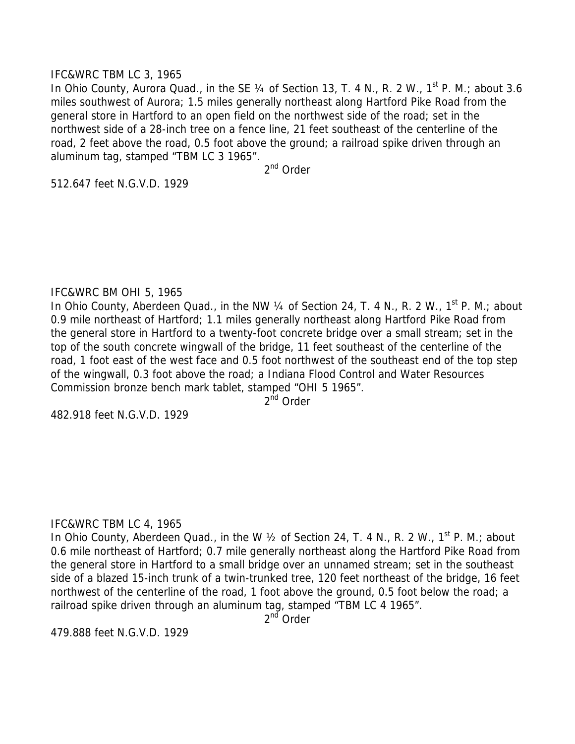IFC&WRC TBM LC 3, 1965

In Ohio County, Aurora Quad., in the SE ¼ of Section 13, T. 4 N., R. 2 W., 1st P. M.; about 3.6 miles southwest of Aurora; 1.5 miles generally northeast along Hartford Pike Road from the general store in Hartford to an open field on the northwest side of the road; set in the northwest side of a 28-inch tree on a fence line, 21 feet southeast of the centerline of the road, 2 feet above the road, 0.5 foot above the ground; a railroad spike driven through an aluminum tag, stamped "TBM LC 3 1965".

2nd Order

512.647 feet N.G.V.D. 1929

IFC&WRC BM OHI 5, 1965

In Ohio County, Aberdeen Quad., in the NW ¼ of Section 24, T. 4 N., R. 2 W., 1st P. M.; about 0.9 mile northeast of Hartford; 1.1 miles generally northeast along Hartford Pike Road from the general store in Hartford to a twenty-foot concrete bridge over a small stream; set in the top of the south concrete wingwall of the bridge, 11 feet southeast of the centerline of the road, 1 foot east of the west face and 0.5 foot northwest of the southeast end of the top step of the wingwall, 0.3 foot above the road; a Indiana Flood Control and Water Resources Commission bronze bench mark tablet, stamped "OHI 5 1965".

2nd Order

482.918 feet N.G.V.D. 1929

IFC&WRC TBM LC 4, 1965

In Ohio County, Aberdeen Quad., in the W ½ of Section 24, T. 4 N., R. 2 W., 1st P. M.; about 0.6 mile northeast of Hartford; 0.7 mile generally northeast along the Hartford Pike Road from the general store in Hartford to a small bridge over an unnamed stream; set in the southeast side of a blazed 15-inch trunk of a twin-trunked tree, 120 feet northeast of the bridge, 16 feet northwest of the centerline of the road, 1 foot above the ground, 0.5 foot below the road; a railroad spike driven through an aluminum tag, stamped "TBM LC 4 1965".

2nd Order

479.888 feet N.G.V.D. 1929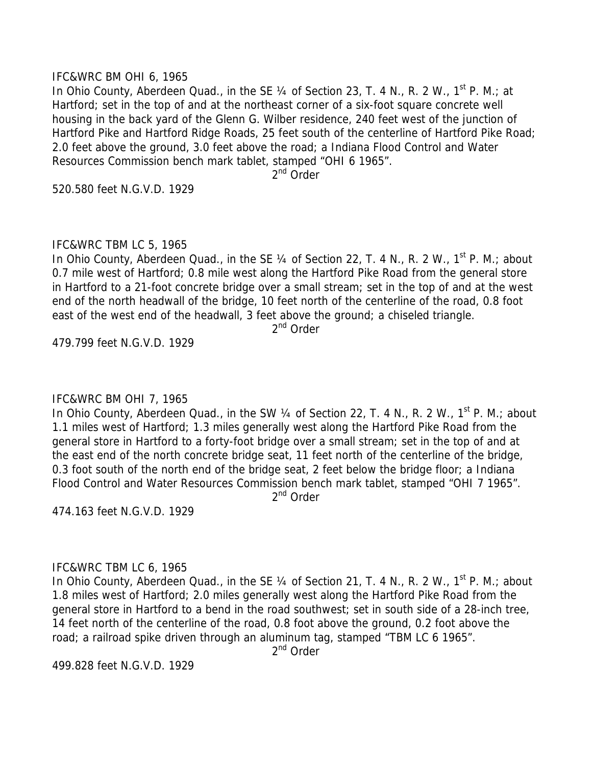IFC&WRC BM OHI 6, 1965

In Ohio County, Aberdeen Quad., in the SE ¼ of Section 23, T. 4 N., R. 2 W., 1st P. M.; at Hartford; set in the top of and at the northeast corner of a six-foot square concrete well housing in the back yard of the Glenn G. Wilber residence, 240 feet west of the junction of Hartford Pike and Hartford Ridge Roads, 25 feet south of the centerline of Hartford Pike Road; 2.0 feet above the ground, 3.0 feet above the road; a Indiana Flood Control and Water Resources Commission bench mark tablet, stamped "OHI 6 1965".

2nd Order

520.580 feet N.G.V.D. 1929

IFC&WRC TBM LC 5, 1965

In Ohio County, Aberdeen Quad., in the SE ¼ of Section 22, T. 4 N., R. 2 W., 1st P. M.; about 0.7 mile west of Hartford; 0.8 mile west along the Hartford Pike Road from the general store in Hartford to a 21-foot concrete bridge over a small stream; set in the top of and at the west end of the north headwall of the bridge, 10 feet north of the centerline of the road, 0.8 foot east of the west end of the headwall, 3 feet above the ground; a chiseled triangle.

2nd Order

479.799 feet N.G.V.D. 1929

IFC&WRC BM OHI 7, 1965

In Ohio County, Aberdeen Quad., in the SW ¼ of Section 22, T. 4 N., R. 2 W., 1st P. M.; about 1.1 miles west of Hartford; 1.3 miles generally west along the Hartford Pike Road from the general store in Hartford to a forty-foot bridge over a small stream; set in the top of and at the east end of the north concrete bridge seat, 11 feet north of the centerline of the bridge, 0.3 foot south of the north end of the bridge seat, 2 feet below the bridge floor; a Indiana Flood Control and Water Resources Commission bench mark tablet, stamped "OHI 7 1965".

2nd Order

474.163 feet N.G.V.D. 1929

IFC&WRC TBM LC 6, 1965

In Ohio County, Aberdeen Quad., in the SE ¼ of Section 21, T. 4 N., R. 2 W., 1st P. M.; about 1.8 miles west of Hartford; 2.0 miles generally west along the Hartford Pike Road from the general store in Hartford to a bend in the road southwest; set in south side of a 28-inch tree, 14 feet north of the centerline of the road, 0.8 foot above the ground, 0.2 foot above the road; a railroad spike driven through an aluminum tag, stamped "TBM LC 6 1965".

2nd Order

499.828 feet N.G.V.D. 1929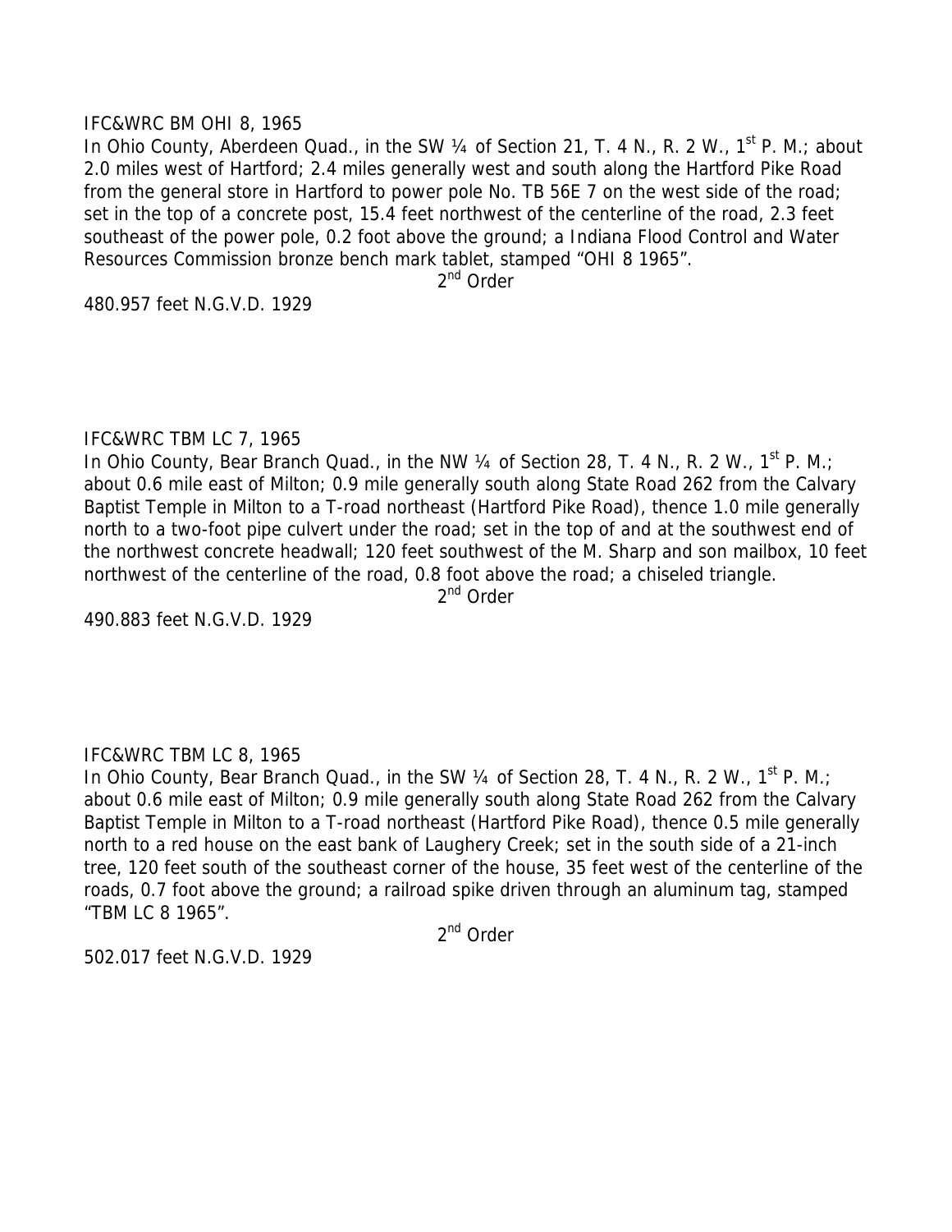IFC&WRC BM OHI 8, 1965

In Ohio County, Aberdeen Quad., in the SW ¼ of Section 21, T. 4 N., R. 2 W., 1st P. M.; about 2.0 miles west of Hartford; 2.4 miles generally west and south along the Hartford Pike Road from the general store in Hartford to power pole No. TB 56E 7 on the west side of the road; set in the top of a concrete post, 15.4 feet northwest of the centerline of the road, 2.3 feet southeast of the power pole, 0.2 foot above the ground; a Indiana Flood Control and Water Resources Commission bronze bench mark tablet, stamped "OHI 8 1965".

2nd Order

480.957 feet N.G.V.D. 1929

IFC&WRC TBM LC 7, 1965

In Ohio County, Bear Branch Quad., in the NW ¼ of Section 28, T. 4 N., R. 2 W., 1st P. M.; about 0.6 mile east of Milton; 0.9 mile generally south along State Road 262 from the Calvary Baptist Temple in Milton to a T-road northeast (Hartford Pike Road), thence 1.0 mile generally north to a two-foot pipe culvert under the road; set in the top of and at the southwest end of the northwest concrete headwall; 120 feet southwest of the M. Sharp and son mailbox, 10 feet northwest of the centerline of the road, 0.8 foot above the road; a chiseled triangle.

2nd Order

490.883 feet N.G.V.D. 1929

IFC&WRC TBM LC 8, 1965

In Ohio County, Bear Branch Quad., in the SW ¼ of Section 28, T. 4 N., R. 2 W., 1st P. M.; about 0.6 mile east of Milton; 0.9 mile generally south along State Road 262 from the Calvary Baptist Temple in Milton to a T-road northeast (Hartford Pike Road), thence 0.5 mile generally north to a red house on the east bank of Laughery Creek; set in the south side of a 21-inch tree, 120 feet south of the southeast corner of the house, 35 feet west of the centerline of the roads, 0.7 foot above the ground; a railroad spike driven through an aluminum tag, stamped "TBM LC 8 1965".

2nd Order

502.017 feet N.G.V.D. 1929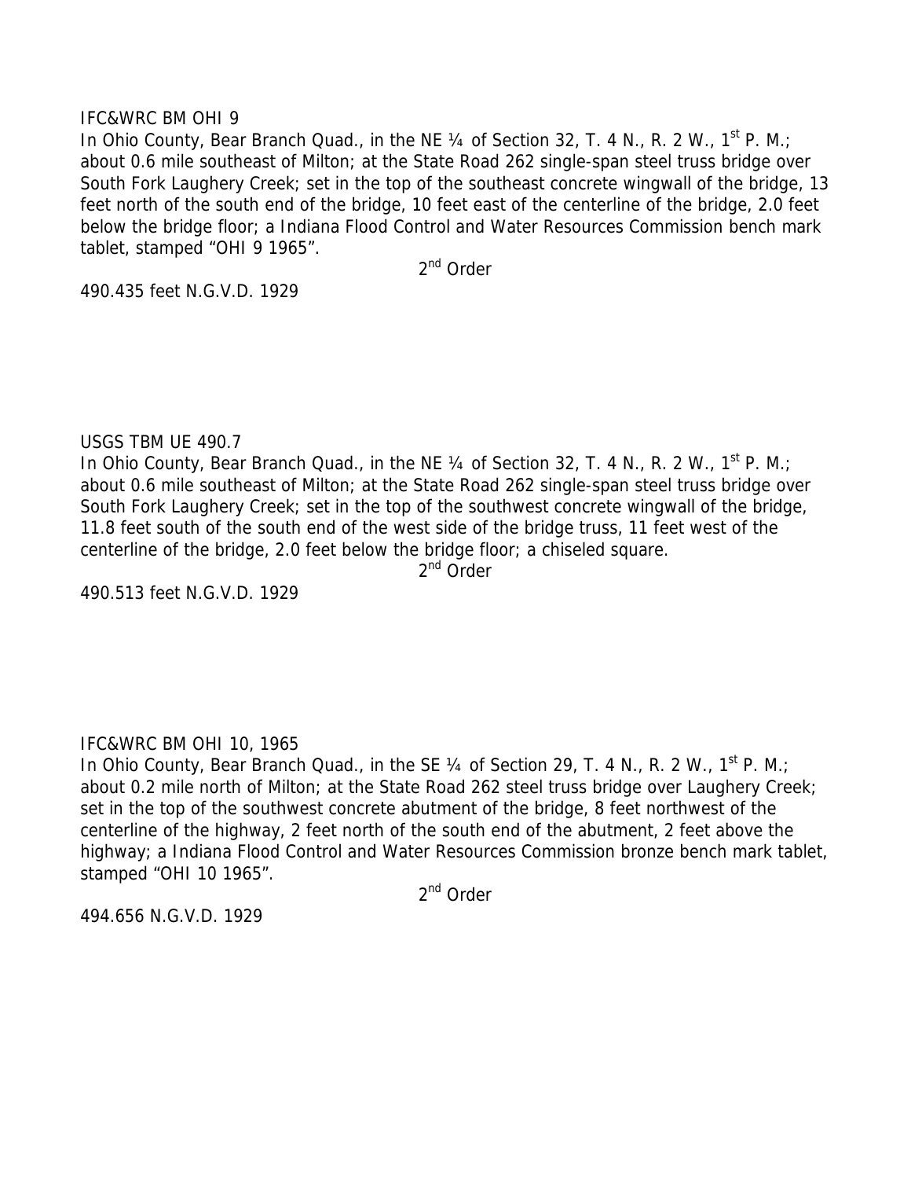IFC&WRC BM OHI 9

In Ohio County, Bear Branch Quad., in the NE ¼ of Section 32, T. 4 N., R. 2 W., 1st P. M.; about 0.6 mile southeast of Milton; at the State Road 262 single-span steel truss bridge over South Fork Laughery Creek; set in the top of the southeast concrete wingwall of the bridge, 13 feet north of the south end of the bridge, 10 feet east of the centerline of the bridge, 2.0 feet below the bridge floor; a Indiana Flood Control and Water Resources Commission bench mark tablet, stamped “OHI 9 1965”.

2nd Order

490.435 feet N.G.V.D. 1929

USGS TBM UE 490.7

In Ohio County, Bear Branch Quad., in the NE ¼ of Section 32, T. 4 N., R. 2 W., 1st P. M.; about 0.6 mile southeast of Milton; at the State Road 262 single-span steel truss bridge over South Fork Laughery Creek; set in the top of the southwest concrete wingwall of the bridge, 11.8 feet south of the south end of the west side of the bridge truss, 11 feet west of the centerline of the bridge, 2.0 feet below the bridge floor; a chiseled square.

2nd Order

490.513 feet N.G.V.D. 1929

IFC&WRC BM OHI 10, 1965

In Ohio County, Bear Branch Quad., in the SE ¼ of Section 29, T. 4 N., R. 2 W., 1st P. M.; about 0.2 mile north of Milton; at the State Road 262 steel truss bridge over Laughery Creek; set in the top of the southwest concrete abutment of the bridge, 8 feet northwest of the centerline of the highway, 2 feet north of the south end of the abutment, 2 feet above the highway; a Indiana Flood Control and Water Resources Commission bronze bench mark tablet, stamped “OHI 10 1965”.

2nd Order

494.656 N.G.V.D. 1929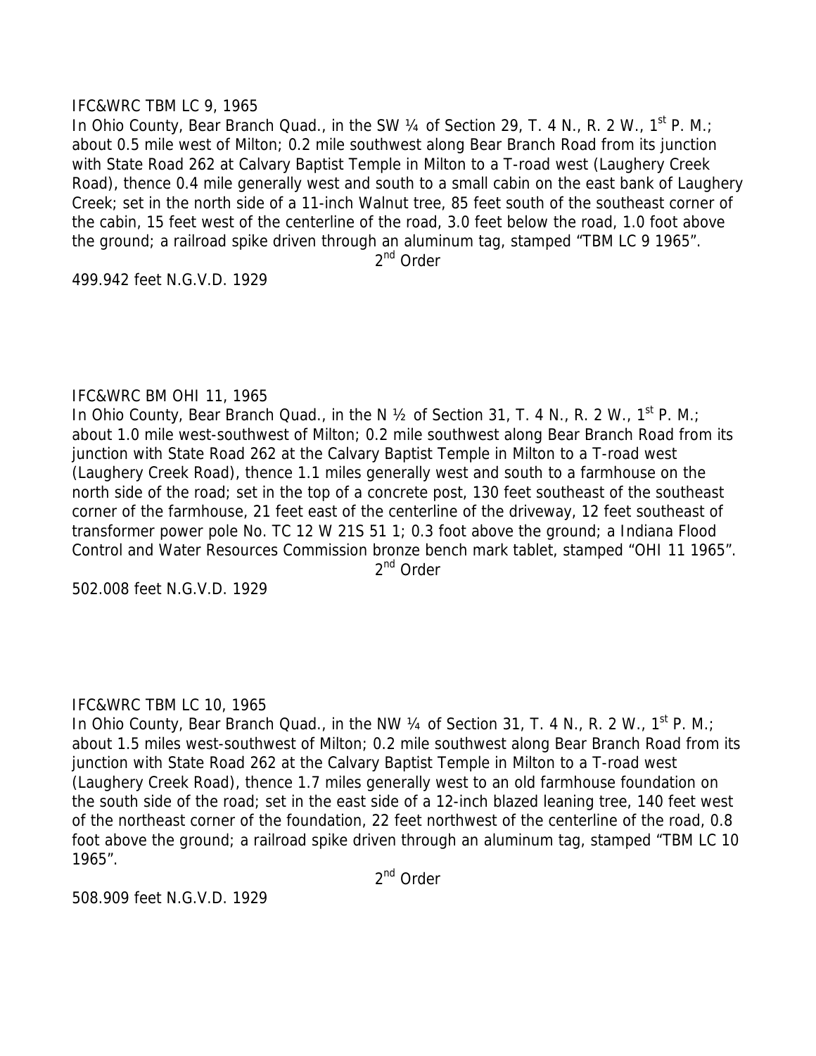IFC&WRC TBM LC 9, 1965

In Ohio County, Bear Branch Quad., in the SW ¼ of Section 29, T. 4 N., R. 2 W., 1st P. M.; about 0.5 mile west of Milton; 0.2 mile southwest along Bear Branch Road from its junction with State Road 262 at Calvary Baptist Temple in Milton to a T-road west (Laughery Creek Road), thence 0.4 mile generally west and south to a small cabin on the east bank of Laughery Creek; set in the north side of a 11-inch Walnut tree, 85 feet south of the southeast corner of the cabin, 15 feet west of the centerline of the road, 3.0 feet below the road, 1.0 foot above the ground; a railroad spike driven through an aluminum tag, stamped "TBM LC 9 1965".

2nd Order

499.942 feet N.G.V.D. 1929

IFC&WRC BM OHI 11, 1965

In Ohio County, Bear Branch Quad., in the N ½ of Section 31, T. 4 N., R. 2 W., 1st P. M.; about 1.0 mile west-southwest of Milton; 0.2 mile southwest along Bear Branch Road from its junction with State Road 262 at the Calvary Baptist Temple in Milton to a T-road west (Laughery Creek Road), thence 1.1 miles generally west and south to a farmhouse on the north side of the road; set in the top of a concrete post, 130 feet southeast of the southeast corner of the farmhouse, 21 feet east of the centerline of the driveway, 12 feet southeast of transformer power pole No. TC 12 W 21S 51 1; 0.3 foot above the ground; a Indiana Flood Control and Water Resources Commission bronze bench mark tablet, stamped "OHI 11 1965".

2nd Order

502.008 feet N.G.V.D. 1929

IFC&WRC TBM LC 10, 1965

In Ohio County, Bear Branch Quad., in the NW ¼ of Section 31, T. 4 N., R. 2 W., 1st P. M.; about 1.5 miles west-southwest of Milton; 0.2 mile southwest along Bear Branch Road from its junction with State Road 262 at the Calvary Baptist Temple in Milton to a T-road west (Laughery Creek Road), thence 1.7 miles generally west to an old farmhouse foundation on the south side of the road; set in the east side of a 12-inch blazed leaning tree, 140 feet west of the northeast corner of the foundation, 22 feet northwest of the centerline of the road, 0.8 foot above the ground; a railroad spike driven through an aluminum tag, stamped "TBM LC 10 1965".

2nd Order

508.909 feet N.G.V.D. 1929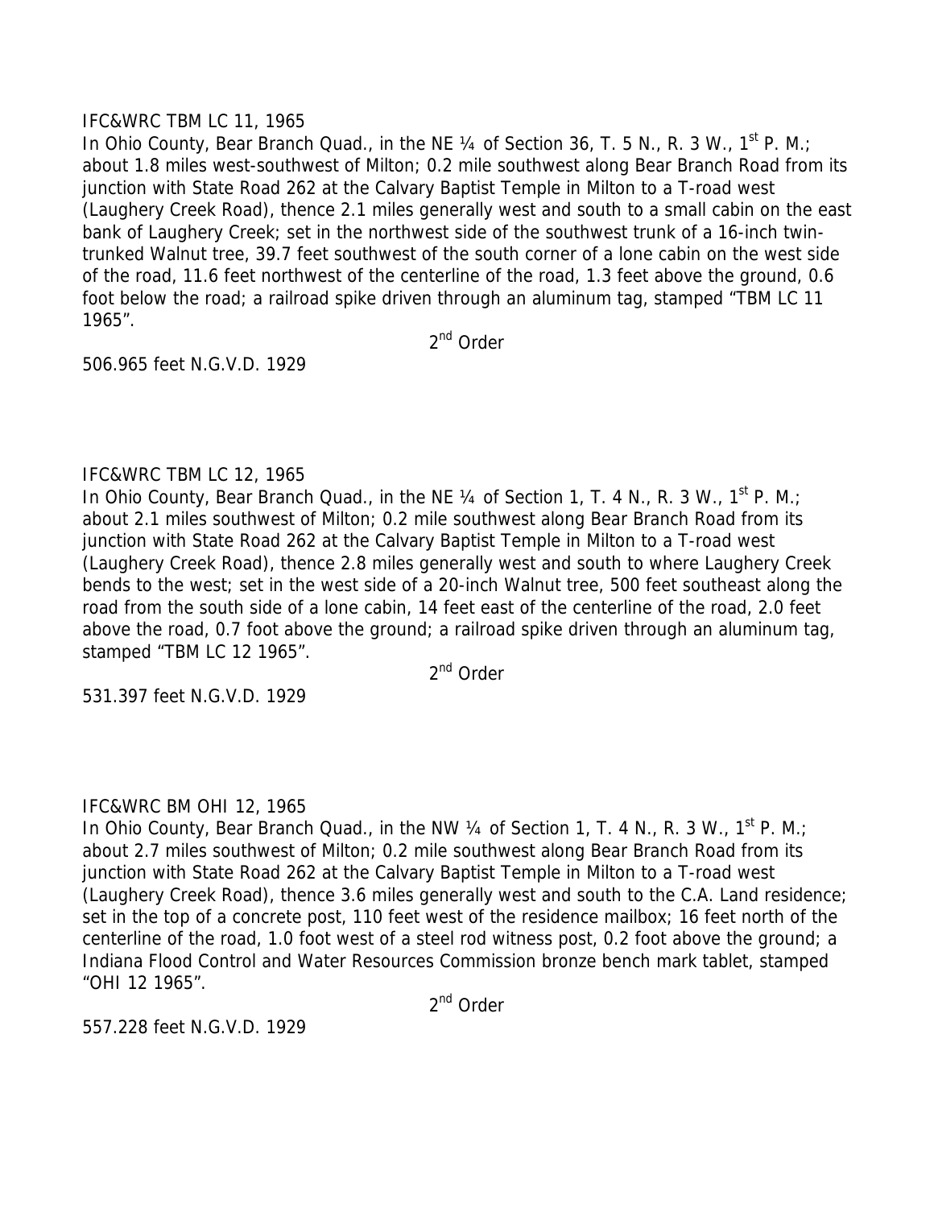IFC&WRC TBM LC 11, 1965

In Ohio County, Bear Branch Quad., in the NE ¼ of Section 36, T. 5 N., R. 3 W., 1st P. M.; about 1.8 miles west-southwest of Milton; 0.2 mile southwest along Bear Branch Road from its junction with State Road 262 at the Calvary Baptist Temple in Milton to a T-road west (Laughery Creek Road), thence 2.1 miles generally west and south to a small cabin on the east bank of Laughery Creek; set in the northwest side of the southwest trunk of a 16-inch twin-trunked Walnut tree, 39.7 feet southwest of the south corner of a lone cabin on the west side of the road, 11.6 feet northwest of the centerline of the road, 1.3 feet above the ground, 0.6 foot below the road; a railroad spike driven through an aluminum tag, stamped "TBM LC 11 1965".

2nd Order

506.965 feet N.G.V.D. 1929

IFC&WRC TBM LC 12, 1965

In Ohio County, Bear Branch Quad., in the NE ¼ of Section 1, T. 4 N., R. 3 W., 1st P. M.; about 2.1 miles southwest of Milton; 0.2 mile southwest along Bear Branch Road from its junction with State Road 262 at the Calvary Baptist Temple in Milton to a T-road west (Laughery Creek Road), thence 2.8 miles generally west and south to where Laughery Creek bends to the west; set in the west side of a 20-inch Walnut tree, 500 feet southeast along the road from the south side of a lone cabin, 14 feet east of the centerline of the road, 2.0 feet above the road, 0.7 foot above the ground; a railroad spike driven through an aluminum tag, stamped "TBM LC 12 1965".

2nd Order

531.397 feet N.G.V.D. 1929

IFC&WRC BM OHI 12, 1965

In Ohio County, Bear Branch Quad., in the NW ¼ of Section 1, T. 4 N., R. 3 W., 1st P. M.; about 2.7 miles southwest of Milton; 0.2 mile southwest along Bear Branch Road from its junction with State Road 262 at the Calvary Baptist Temple in Milton to a T-road west (Laughery Creek Road), thence 3.6 miles generally west and south to the C.A. Land residence; set in the top of a concrete post, 110 feet west of the residence mailbox; 16 feet north of the centerline of the road, 1.0 foot west of a steel rod witness post, 0.2 foot above the ground; a Indiana Flood Control and Water Resources Commission bronze bench mark tablet, stamped "OHI 12 1965".

2nd Order

557.228 feet N.G.V.D. 1929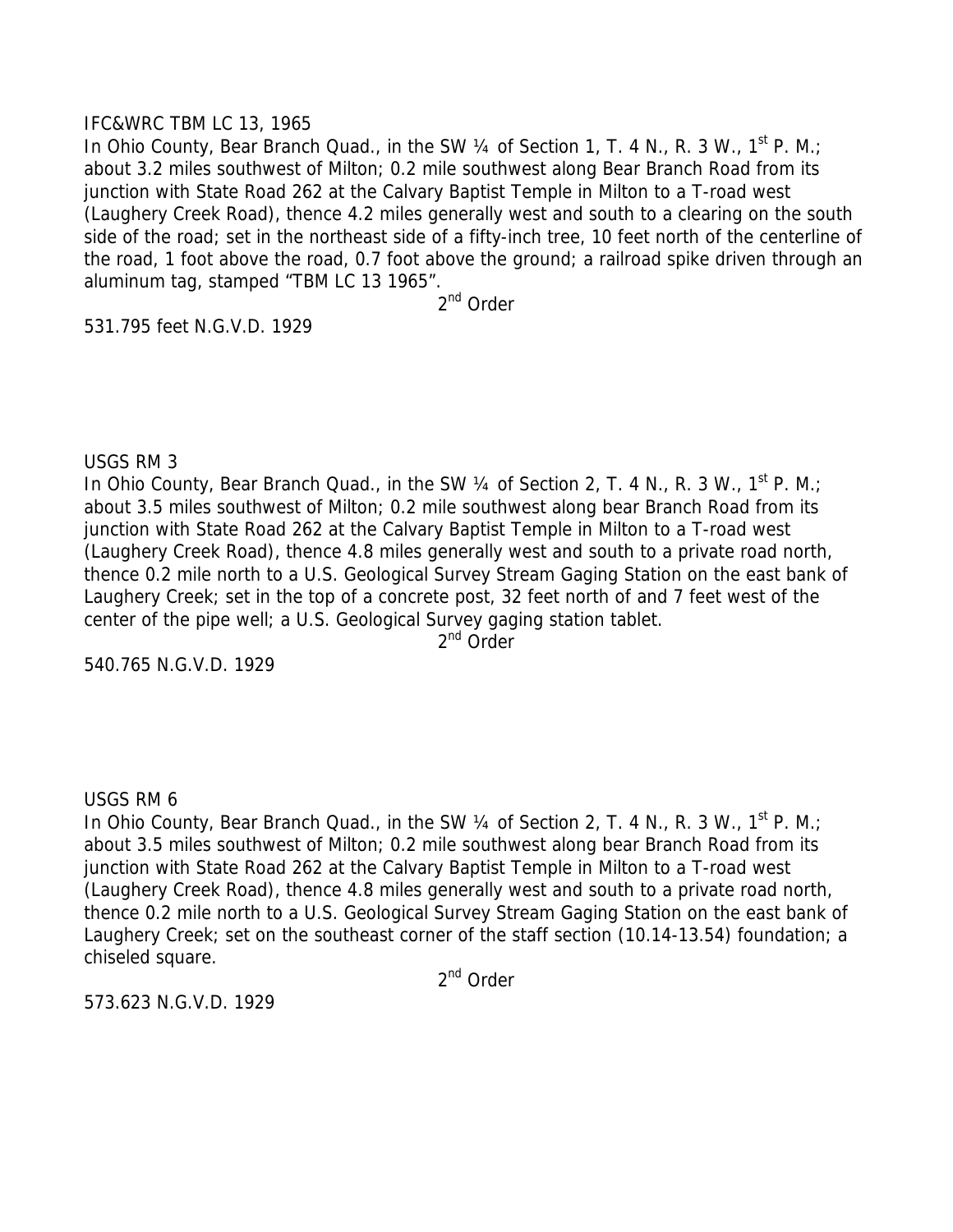IFC&WRC TBM LC 13, 1965

In Ohio County, Bear Branch Quad., in the SW ¼ of Section 1, T. 4 N., R. 3 W., 1st P. M.; about 3.2 miles southwest of Milton; 0.2 mile southwest along Bear Branch Road from its junction with State Road 262 at the Calvary Baptist Temple in Milton to a T-road west (Laughery Creek Road), thence 4.2 miles generally west and south to a clearing on the south side of the road; set in the northeast side of a fifty-inch tree, 10 feet north of the centerline of the road, 1 foot above the road, 0.7 foot above the ground; a railroad spike driven through an aluminum tag, stamped "TBM LC 13 1965".

2nd Order

531.795 feet N.G.V.D. 1929

USGS RM 3

In Ohio County, Bear Branch Quad., in the SW ¼ of Section 2, T. 4 N., R. 3 W., 1st P. M.; about 3.5 miles southwest of Milton; 0.2 mile southwest along bear Branch Road from its junction with State Road 262 at the Calvary Baptist Temple in Milton to a T-road west (Laughery Creek Road), thence 4.8 miles generally west and south to a private road north, thence 0.2 mile north to a U.S. Geological Survey Stream Gaging Station on the east bank of Laughery Creek; set in the top of a concrete post, 32 feet north of and 7 feet west of the center of the pipe well; a U.S. Geological Survey gaging station tablet.

2nd Order

540.765 N.G.V.D. 1929

USGS RM 6

In Ohio County, Bear Branch Quad., in the SW ¼ of Section 2, T. 4 N., R. 3 W., 1st P. M.; about 3.5 miles southwest of Milton; 0.2 mile southwest along bear Branch Road from its junction with State Road 262 at the Calvary Baptist Temple in Milton to a T-road west (Laughery Creek Road), thence 4.8 miles generally west and south to a private road north, thence 0.2 mile north to a U.S. Geological Survey Stream Gaging Station on the east bank of Laughery Creek; set on the southeast corner of the staff section (10.14-13.54) foundation; a chiseled square.

2nd Order

573.623 N.G.V.D. 1929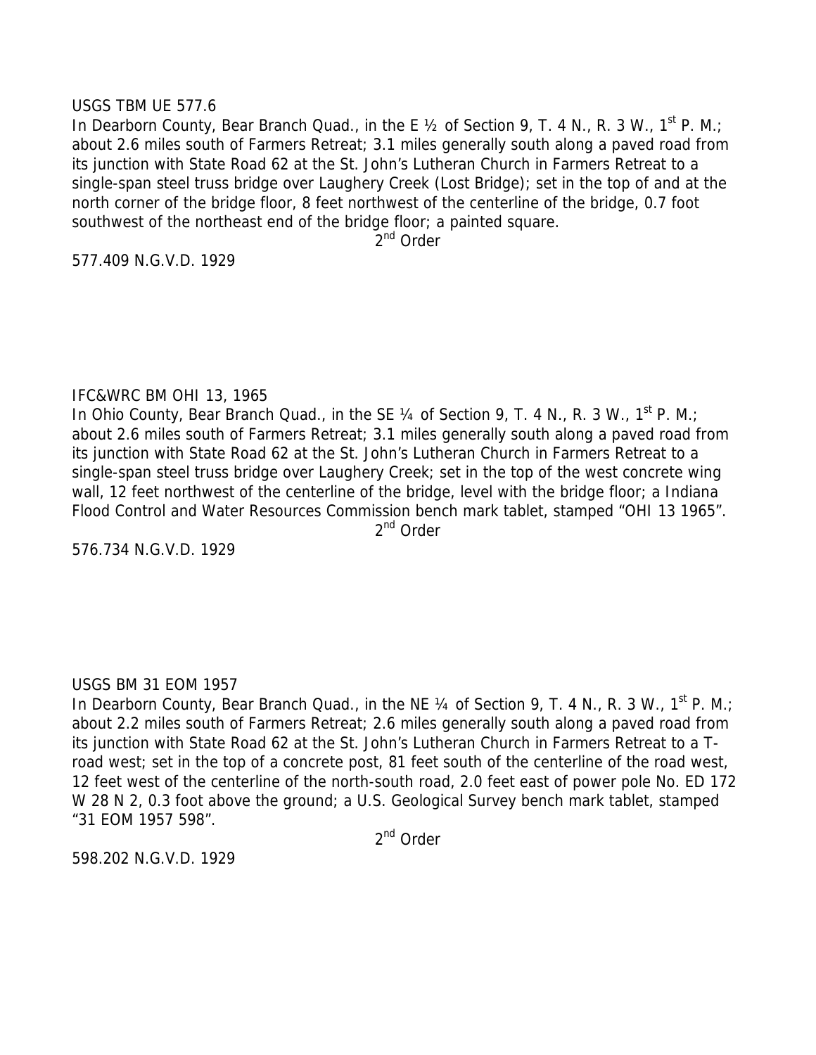USGS TBM UE 577.6

In Dearborn County, Bear Branch Quad., in the E ½ of Section 9, T. 4 N., R. 3 W., 1st P. M.; about 2.6 miles south of Farmers Retreat; 3.1 miles generally south along a paved road from its junction with State Road 62 at the St. John's Lutheran Church in Farmers Retreat to a single-span steel truss bridge over Laughery Creek (Lost Bridge); set in the top of and at the north corner of the bridge floor, 8 feet northwest of the centerline of the bridge, 0.7 foot southwest of the northeast end of the bridge floor; a painted square.

2nd Order

577.409 N.G.V.D. 1929

IFC&WRC BM OHI 13, 1965

In Ohio County, Bear Branch Quad., in the SE ¼ of Section 9, T. 4 N., R. 3 W., 1st P. M.; about 2.6 miles south of Farmers Retreat; 3.1 miles generally south along a paved road from its junction with State Road 62 at the St. John's Lutheran Church in Farmers Retreat to a single-span steel truss bridge over Laughery Creek; set in the top of the west concrete wing wall, 12 feet northwest of the centerline of the bridge, level with the bridge floor; a Indiana Flood Control and Water Resources Commission bench mark tablet, stamped "OHI 13 1965".

2nd Order

576.734 N.G.V.D. 1929

USGS BM 31 EOM 1957

In Dearborn County, Bear Branch Quad., in the NE ¼ of Section 9, T. 4 N., R. 3 W., 1st P. M.; about 2.2 miles south of Farmers Retreat; 2.6 miles generally south along a paved road from its junction with State Road 62 at the St. John's Lutheran Church in Farmers Retreat to a T-road west; set in the top of a concrete post, 81 feet south of the centerline of the road west, 12 feet west of the centerline of the north-south road, 2.0 feet east of power pole No. ED 172 W 28 N 2, 0.3 foot above the ground; a U.S. Geological Survey bench mark tablet, stamped "31 EOM 1957 598".

2nd Order

598.202 N.G.V.D. 1929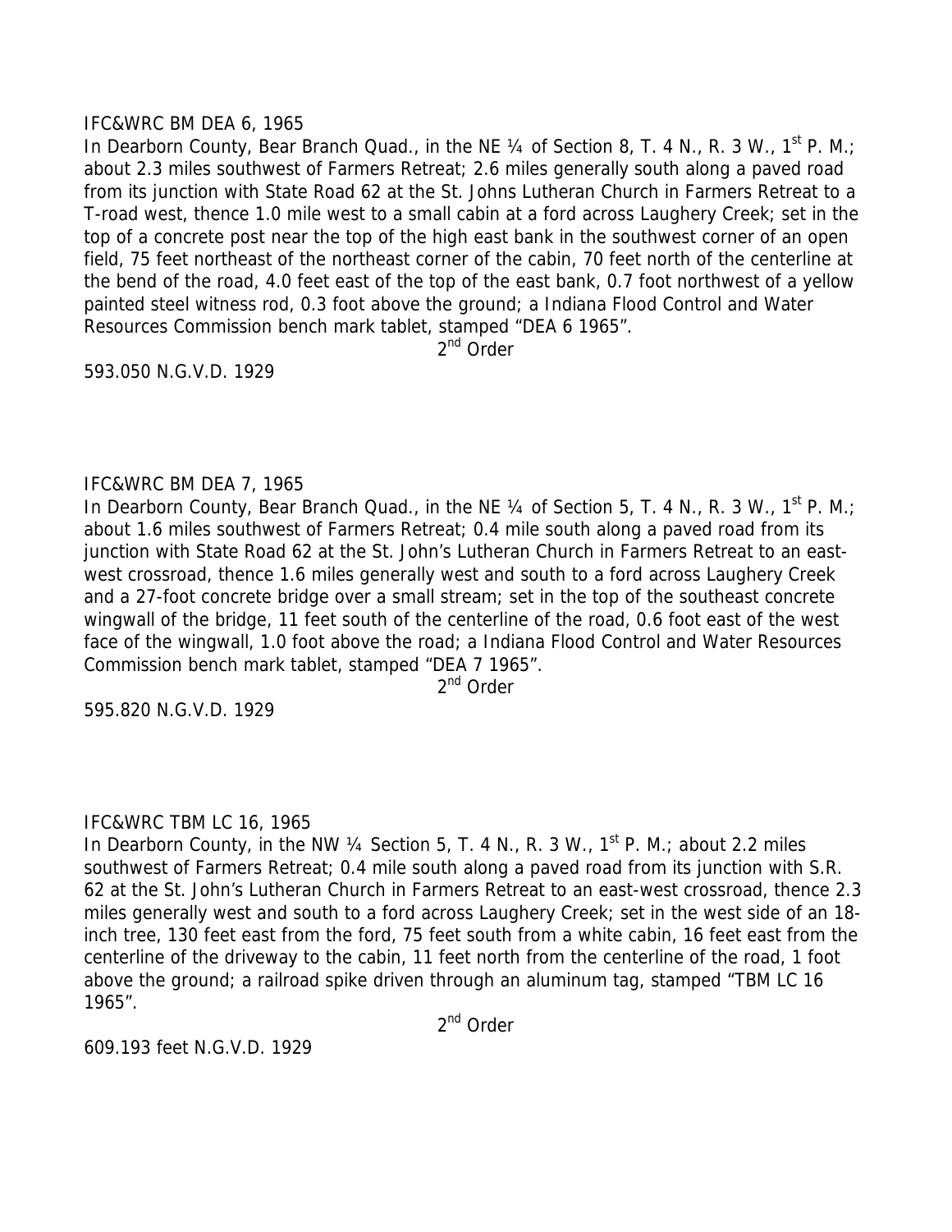IFC&WRC BM DEA 6, 1965

In Dearborn County, Bear Branch Quad., in the NE ¼ of Section 8, T. 4 N., R. 3 W., 1st P. M.; about 2.3 miles southwest of Farmers Retreat; 2.6 miles generally south along a paved road from its junction with State Road 62 at the St. Johns Lutheran Church in Farmers Retreat to a T-road west, thence 1.0 mile west to a small cabin at a ford across Laughery Creek; set in the top of a concrete post near the top of the high east bank in the southwest corner of an open field, 75 feet northeast of the northeast corner of the cabin, 70 feet north of the centerline at the bend of the road, 4.0 feet east of the top of the east bank, 0.7 foot northwest of a yellow painted steel witness rod, 0.3 foot above the ground; a Indiana Flood Control and Water Resources Commission bench mark tablet, stamped "DEA 6 1965".

2nd Order

593.050 N.G.V.D. 1929

IFC&WRC BM DEA 7, 1965

In Dearborn County, Bear Branch Quad., in the NE ¼ of Section 5, T. 4 N., R. 3 W., 1st P. M.; about 1.6 miles southwest of Farmers Retreat; 0.4 mile south along a paved road from its junction with State Road 62 at the St. John's Lutheran Church in Farmers Retreat to an east-west crossroad, thence 1.6 miles generally west and south to a ford across Laughery Creek and a 27-foot concrete bridge over a small stream; set in the top of the southeast concrete wingwall of the bridge, 11 feet south of the centerline of the road, 0.6 foot east of the west face of the wingwall, 1.0 foot above the road; a Indiana Flood Control and Water Resources Commission bench mark tablet, stamped "DEA 7 1965".

2nd Order

595.820 N.G.V.D. 1929

IFC&WRC TBM LC 16, 1965

In Dearborn County, in the NW ¼ Section 5, T. 4 N., R. 3 W., 1st P. M.; about 2.2 miles southwest of Farmers Retreat; 0.4 mile south along a paved road from its junction with S.R. 62 at the St. John's Lutheran Church in Farmers Retreat to an east-west crossroad, thence 2.3 miles generally west and south to a ford across Laughery Creek; set in the west side of an 18-inch tree, 130 feet east from the ford, 75 feet south from a white cabin, 16 feet east from the centerline of the driveway to the cabin, 11 feet north from the centerline of the road, 1 foot above the ground; a railroad spike driven through an aluminum tag, stamped "TBM LC 16 1965".

2nd Order

609.193 feet N.G.V.D. 1929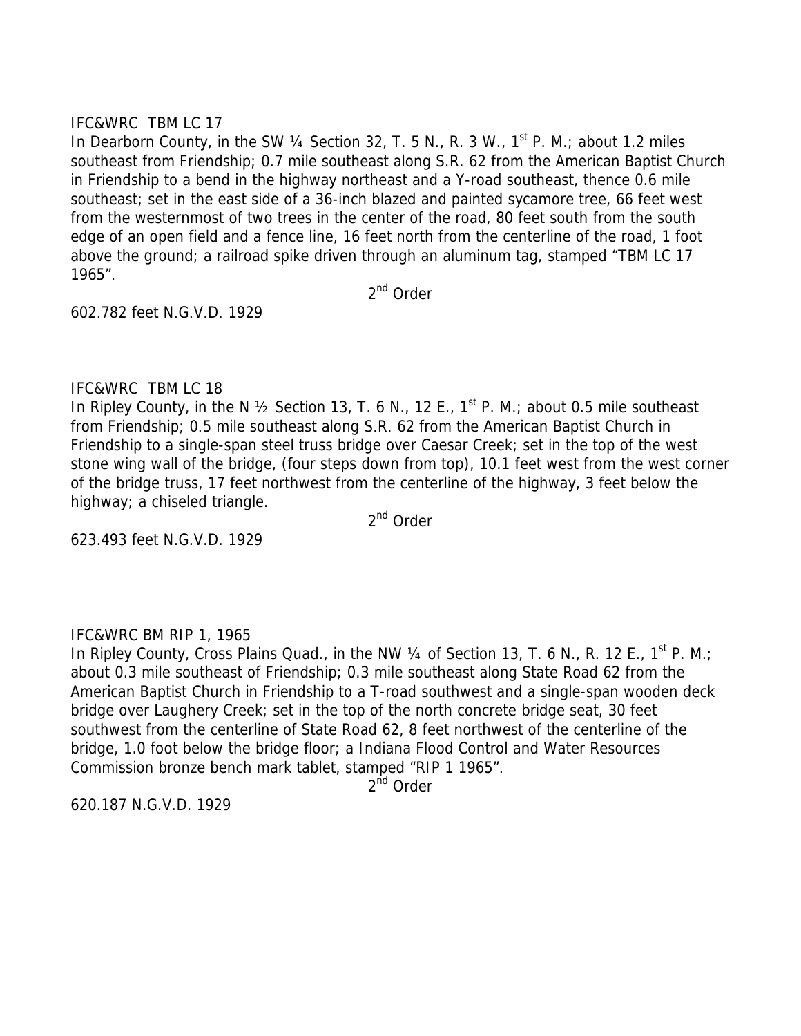IFC&WRC  TBM LC 17

In Dearborn County, in the SW ¼ Section 32, T. 5 N., R. 3 W., 1st P. M.; about 1.2 miles southeast from Friendship; 0.7 mile southeast along S.R. 62 from the American Baptist Church in Friendship to a bend in the highway northeast and a Y-road southeast, thence 0.6 mile southeast; set in the east side of a 36-inch blazed and painted sycamore tree, 66 feet west from the westernmost of two trees in the center of the road, 80 feet south from the south edge of an open field and a fence line, 16 feet north from the centerline of the road, 1 foot above the ground; a railroad spike driven through an aluminum tag, stamped "TBM LC 17 1965".

2nd Order

602.782 feet N.G.V.D. 1929

IFC&WRC  TBM LC 18

In Ripley County, in the N ½ Section 13, T. 6 N., 12 E., 1st P. M.; about 0.5 mile southeast from Friendship; 0.5 mile southeast along S.R. 62 from the American Baptist Church in Friendship to a single-span steel truss bridge over Caesar Creek; set in the top of the west stone wing wall of the bridge, (four steps down from top), 10.1 feet west from the west corner of the bridge truss, 17 feet northwest from the centerline of the highway, 3 feet below the highway; a chiseled triangle.

2nd Order

623.493 feet N.G.V.D. 1929

IFC&WRC BM RIP 1, 1965

In Ripley County, Cross Plains Quad., in the NW ¼ of Section 13, T. 6 N., R. 12 E., 1st P. M.; about 0.3 mile southeast of Friendship; 0.3 mile southeast along State Road 62 from the American Baptist Church in Friendship to a T-road southwest and a single-span wooden deck bridge over Laughery Creek; set in the top of the north concrete bridge seat, 30 feet southwest from the centerline of State Road 62, 8 feet northwest of the centerline of the bridge, 1.0 foot below the bridge floor; a Indiana Flood Control and Water Resources Commission bronze bench mark tablet, stamped "RIP 1 1965".

2nd Order

620.187 N.G.V.D. 1929